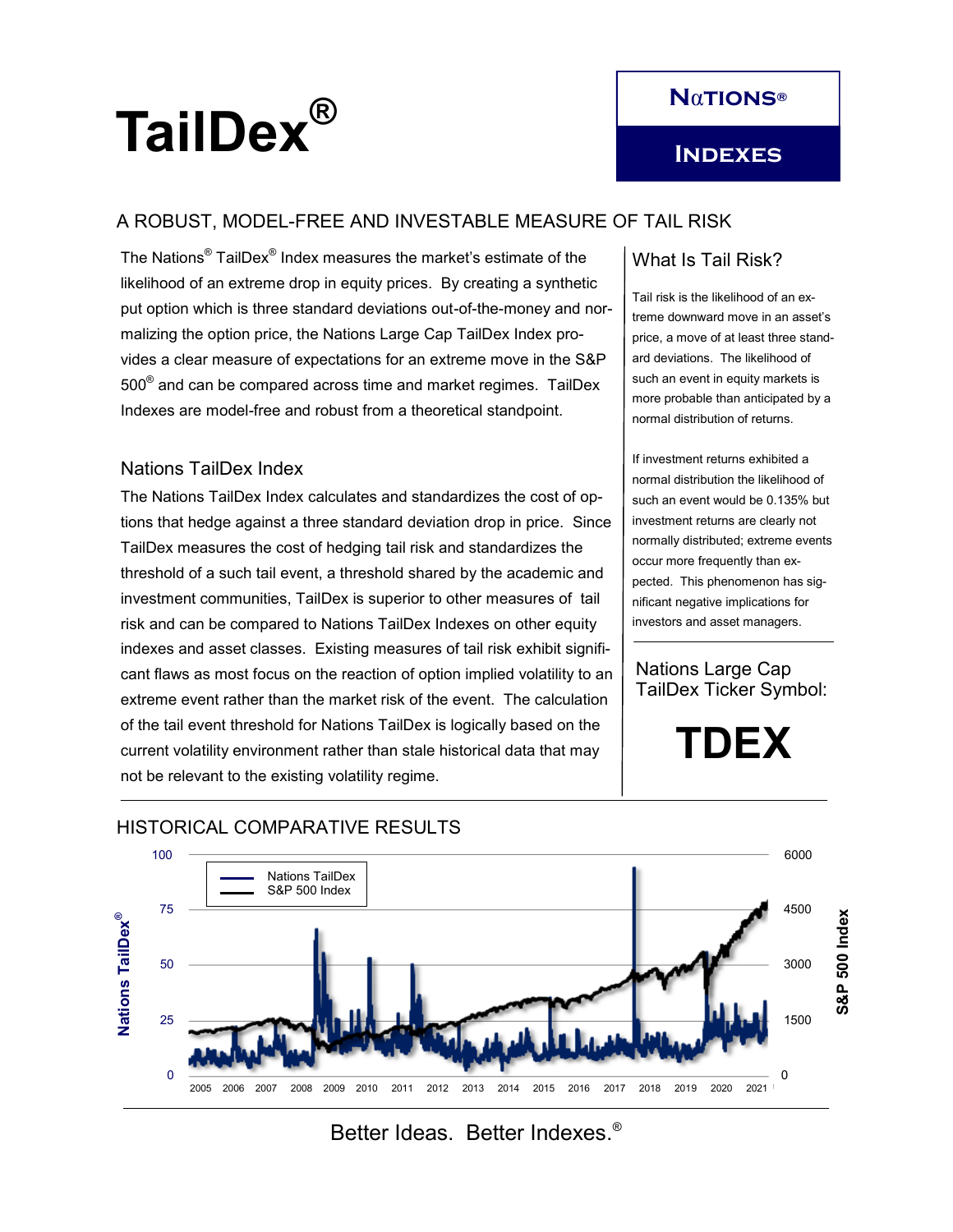# TailDex®

**NαTIONS®**

**INDEXES**

## A ROBUST, MODEL-FREE AND INVESTABLE MEASURE OF TAIL RISK

The Nations® TailDex® Index measures the market's estimate of the likelihood of an extreme drop in equity prices. By creating a synthetic put option which is three standard deviations out-of-the-money and normalizing the option price, the Nations Large Cap TailDex Index provides a clear measure of expectations for an extreme move in the S&P 500® and can be compared across time and market regimes. TailDex Indexes are model-free and robust from a theoretical standpoint.

### Nations TailDex Index

The Nations TailDex Index calculates and standardizes the cost of options that hedge against a three standard deviation drop in price. Since TailDex measures the cost of hedging tail risk and standardizes the threshold of a such tail event, a threshold shared by the academic and investment communities, TailDex is superior to other measures of tail risk and can be compared to Nations TailDex Indexes on other equity indexes and asset classes. Existing measures of tail risk exhibit significant flaws as most focus on the reaction of option implied volatility to an extreme event rather than the market risk of the event. The calculation of the tail event threshold for Nations TailDex is logically based on the current volatility environment rather than stale historical data that may not be relevant to the existing volatility regime.

### What Is Tail Risk?

Tail risk is the likelihood of an extreme downward move in an asset's price, a move of at least three standard deviations. The likelihood of such an event in equity markets is more probable than anticipated by a normal distribution of returns.

If investment returns exhibited a normal distribution the likelihood of such an event would be 0.135% but investment returns are clearly not normally distributed; extreme events occur more frequently than expected. This phenomenon has significant negative implications for investors and asset managers.

### Nations Large Cap TailDex Ticker Symbol:

# TDEX

## HISTORICAL COMPARATIVE RESULTS

Better Ideas. Better Indexes.®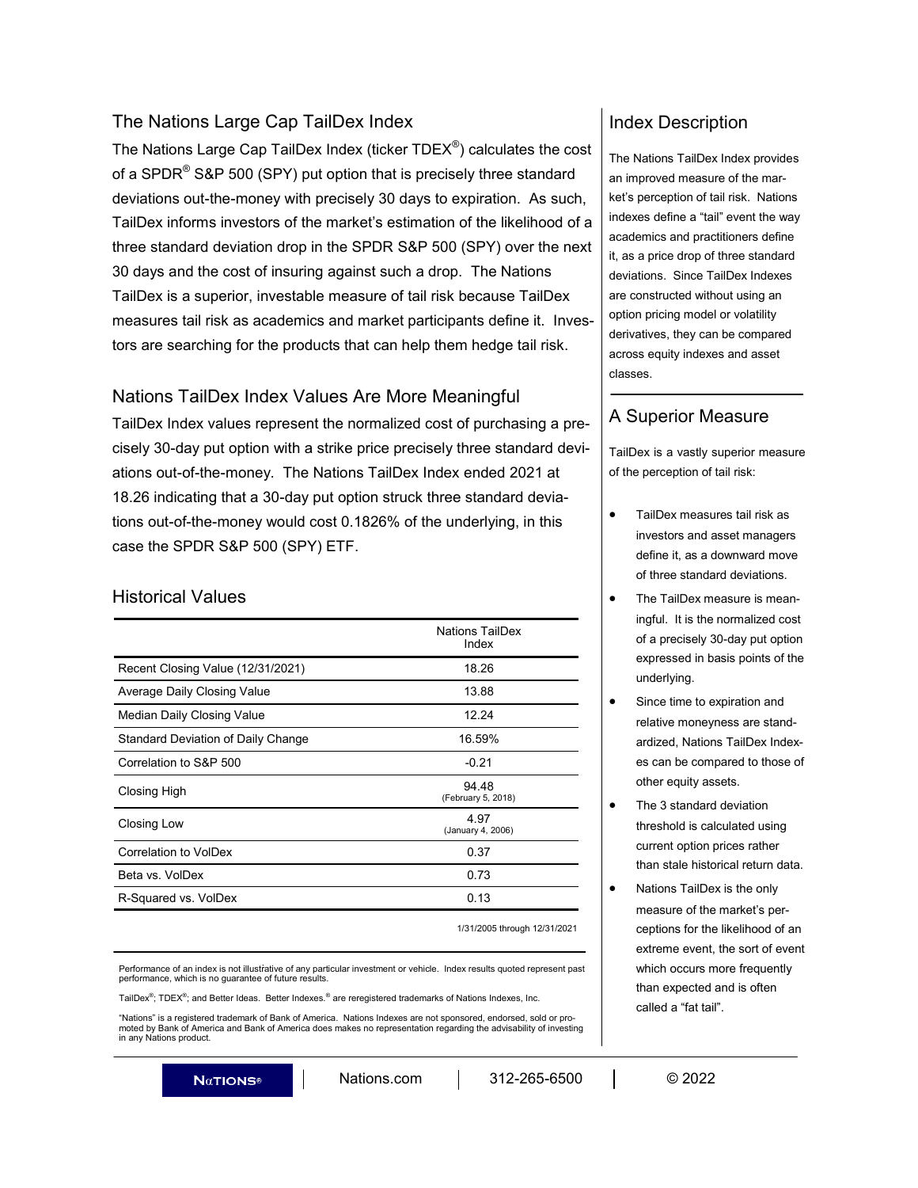## The Nations Large Cap TailDex Index

The Nations Large Cap TailDex Index (ticker TDEX®) calculates the cost of a SPDR® S&P 500 (SPY) put option that is precisely three standard deviations out-the-money with precisely 30 days to expiration. As such, TailDex informs investors of the market's estimation of the likelihood of a three standard deviation drop in the SPDR S&P 500 (SPY) over the next 30 days and the cost of insuring against such a drop. The Nations TailDex is a superior, investable measure of tail risk because TailDex measures tail risk as academics and market participants define it. Investors are searching for the products that can help them hedge tail risk.

## Nations TailDex Index Values Are More Meaningful

TailDex Index values represent the normalized cost of purchasing a precisely 30-day put option with a strike price precisely three standard deviations out-of-the-money. The Nations TailDex Index ended 2021 at 18.26 indicating that a 30-day put option struck three standard deviations out-of-the-money would cost 0.1826% of the underlying, in this case the SPDR S&P 500 (SPY) ETF.

## Historical Values

| | Nations TailDex Index |
|---|---|
| Recent Closing Value (12/31/2021) | 18.26 |
| Average Daily Closing Value | 13.88 |
| Median Daily Closing Value | 12.24 |
| Standard Deviation of Daily Change | 16.59% |
| Correlation to S&P 500 | -0.21 |
| Closing High | 94.48 (February 5, 2018) |
| Closing Low | 4.97 (January 4, 2006) |
| Correlation to VolDex | 0.37 |
| Beta vs. VolDex | 0.73 |
| R-Squared vs. VolDex | 0.13 |

1/31/2005 through 12/31/2021

Performance of an index is not illustrative of any particular investment or vehicle. Index results quoted represent past performance, which is no guarantee of future results.

TailDex®; TDEX®; and Better Ideas. Better Indexes.® are reregistered trademarks of Nations Indexes, Inc.

"Nations" is a registered trademark of Bank of America. Nations Indexes are not sponsored, endorsed, sold or promoted by Bank of America and Bank of America does makes no representation regarding the advisability of investing in any Nations product.

## Index Description

The Nations TailDex Index provides an improved measure of the market's perception of tail risk. Nations indexes define a "tail" event the way academics and practitioners define it, as a price drop of three standard deviations. Since TailDex Indexes are constructed without using an option pricing model or volatility derivatives, they can be compared across equity indexes and asset classes.

## A Superior Measure

TailDex is a vastly superior measure of the perception of tail risk:

- TailDex measures tail risk as investors and asset managers define it, as a downward move of three standard deviations.
- The TailDex measure is meaningful. It is the normalized cost of a precisely 30-day put option expressed in basis points of the underlying.
- Since time to expiration and relative moneyness are standardized, Nations TailDex Indexes can be compared to those of other equity assets.
- The 3 standard deviation threshold is calculated using current option prices rather than stale historical return data.
- Nations TailDex is the only measure of the market's perceptions for the likelihood of an extreme event, the sort of event which occurs more frequently than expected and is often called a "fat tail".

NATIONS® | Nations.com | 312-265-6500 | © 2022